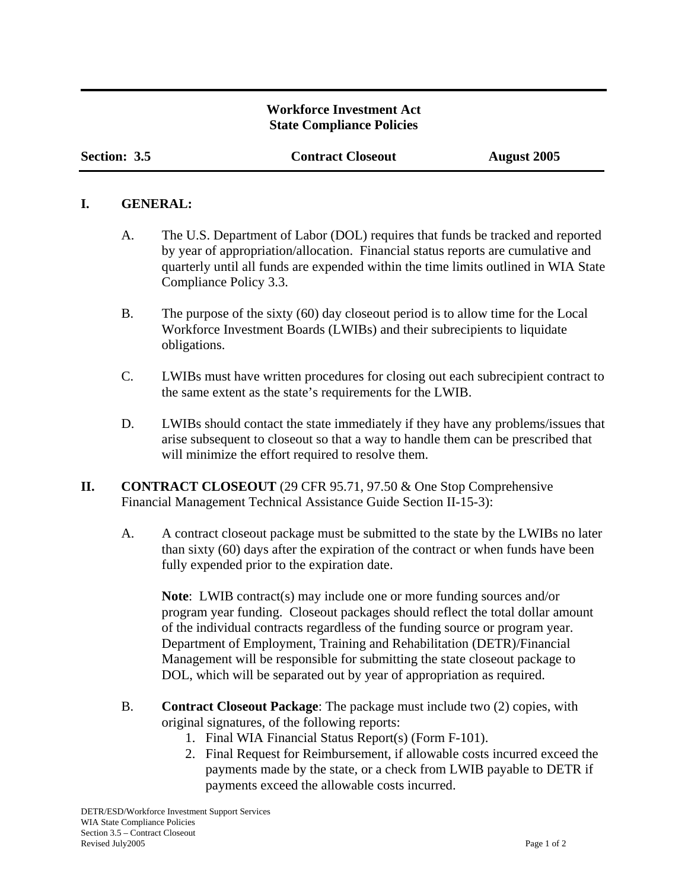**Workforce Investment Act**
**State Compliance Policies**

**Section: 3.5** | **Contract Closeout** | **August 2005**

## I. GENERAL:

A. The U.S. Department of Labor (DOL) requires that funds be tracked and reported by year of appropriation/allocation. Financial status reports are cumulative and quarterly until all funds are expended within the time limits outlined in WIA State Compliance Policy 3.3.

B. The purpose of the sixty (60) day closeout period is to allow time for the Local Workforce Investment Boards (LWIBs) and their subrecipients to liquidate obligations.

C. LWIBs must have written procedures for closing out each subrecipient contract to the same extent as the state's requirements for the LWIB.

D. LWIBs should contact the state immediately if they have any problems/issues that arise subsequent to closeout so that a way to handle them can be prescribed that will minimize the effort required to resolve them.

## II. CONTRACT CLOSEOUT (29 CFR 95.71, 97.50 & One Stop Comprehensive Financial Management Technical Assistance Guide Section II-15-3):

A. A contract closeout package must be submitted to the state by the LWIBs no later than sixty (60) days after the expiration of the contract or when funds have been fully expended prior to the expiration date.

**Note**: LWIB contract(s) may include one or more funding sources and/or program year funding. Closeout packages should reflect the total dollar amount of the individual contracts regardless of the funding source or program year. Department of Employment, Training and Rehabilitation (DETR)/Financial Management will be responsible for submitting the state closeout package to DOL, which will be separated out by year of appropriation as required.

B. **Contract Closeout Package**: The package must include two (2) copies, with original signatures, of the following reports:

1. Final WIA Financial Status Report(s) (Form F-101).
2. Final Request for Reimbursement, if allowable costs incurred exceed the payments made by the state, or a check from LWIB payable to DETR if payments exceed the allowable costs incurred.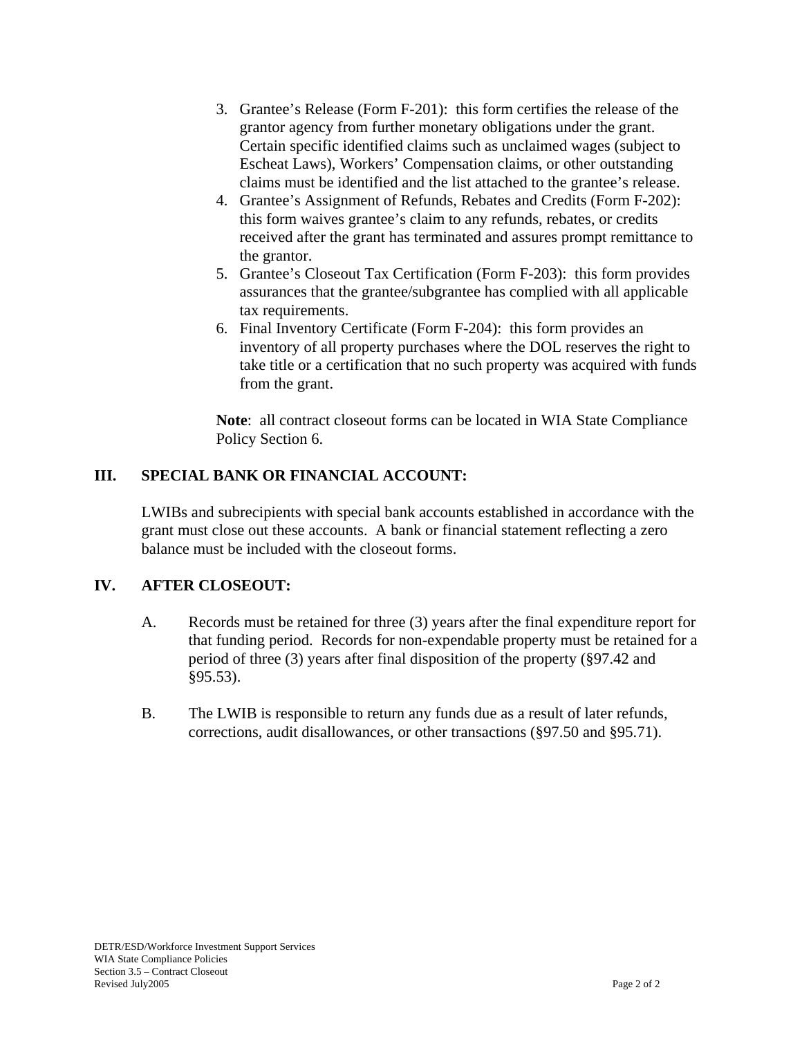3. Grantee's Release (Form F-201): this form certifies the release of the grantor agency from further monetary obligations under the grant. Certain specific identified claims such as unclaimed wages (subject to Escheat Laws), Workers' Compensation claims, or other outstanding claims must be identified and the list attached to the grantee's release.
4. Grantee's Assignment of Refunds, Rebates and Credits (Form F-202): this form waives grantee's claim to any refunds, rebates, or credits received after the grant has terminated and assures prompt remittance to the grantor.
5. Grantee's Closeout Tax Certification (Form F-203): this form provides assurances that the grantee/subgrantee has complied with all applicable tax requirements.
6. Final Inventory Certificate (Form F-204): this form provides an inventory of all property purchases where the DOL reserves the right to take title or a certification that no such property was acquired with funds from the grant.

**Note**: all contract closeout forms can be located in WIA State Compliance Policy Section 6.

## III. SPECIAL BANK OR FINANCIAL ACCOUNT:

LWIBs and subrecipients with special bank accounts established in accordance with the grant must close out these accounts. A bank or financial statement reflecting a zero balance must be included with the closeout forms.

## IV. AFTER CLOSEOUT:

A. Records must be retained for three (3) years after the final expenditure report for that funding period. Records for non-expendable property must be retained for a period of three (3) years after final disposition of the property (§97.42 and §95.53).

B. The LWIB is responsible to return any funds due as a result of later refunds, corrections, audit disallowances, or other transactions (§97.50 and §95.71).